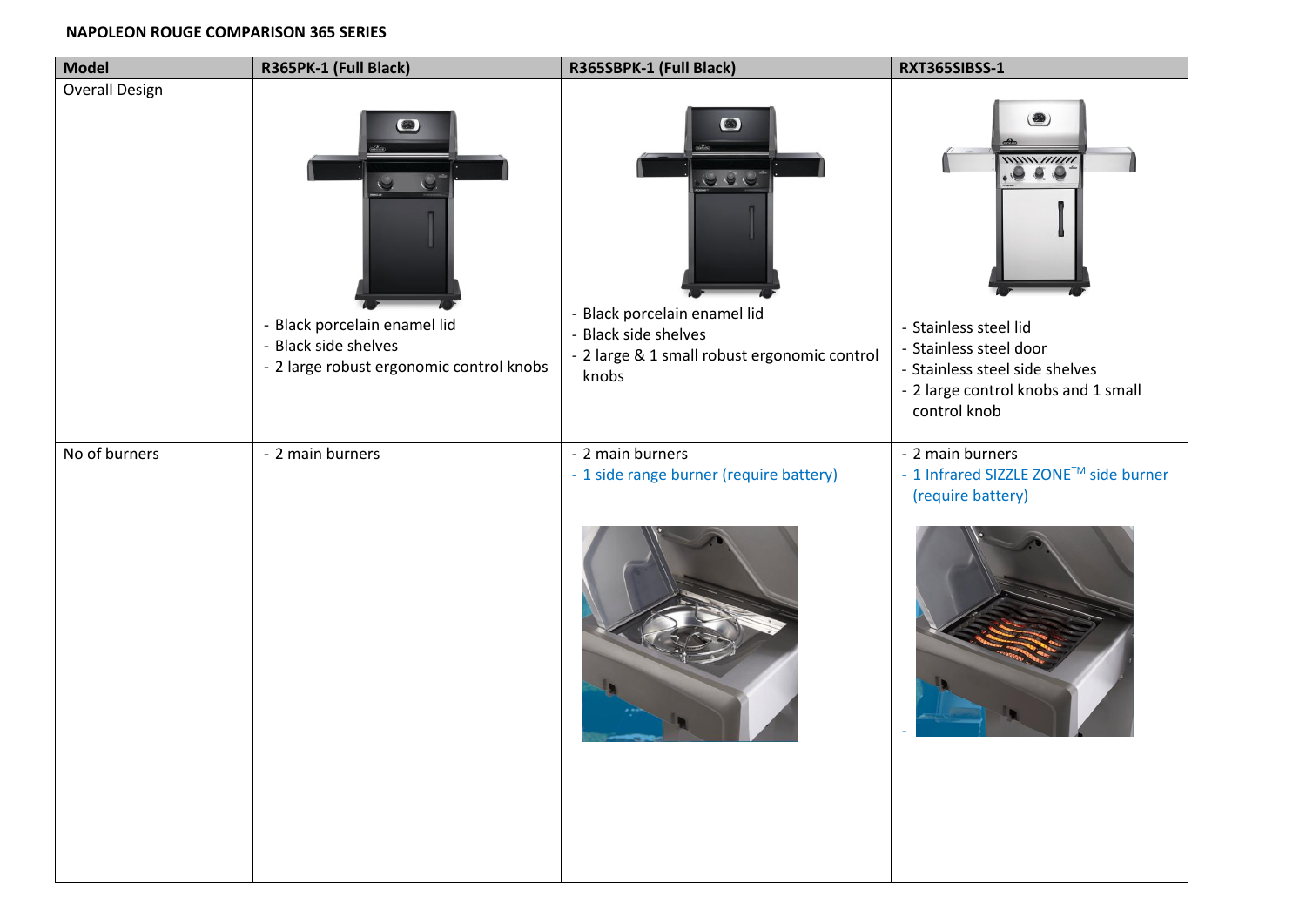**NAPOLEON ROUGE COMPARISON 365 SERIES**

| Model | R365PK-1 (Full Black) | R365SBPK-1 (Full Black) | RXT365SIBSS-1 |
|---|---|---|---|
| Overall Design | - Black porcelain enamel lid<br>- Black side shelves<br>- 2 large robust ergonomic control knobs | - Black porcelain enamel lid<br>- Black side shelves<br>- 2 large & 1 small robust ergonomic control knobs | - Stainless steel lid<br>- Stainless steel door<br>- Stainless steel side shelves<br>- 2 large control knobs and 1 small control knob |
| No of burners | - 2 main burners | - 2 main burners<br>- 1 side range burner (require battery) | - 2 main burners<br>- 1 Infrared SIZZLE ZONE™ side burner (require battery)<br>- |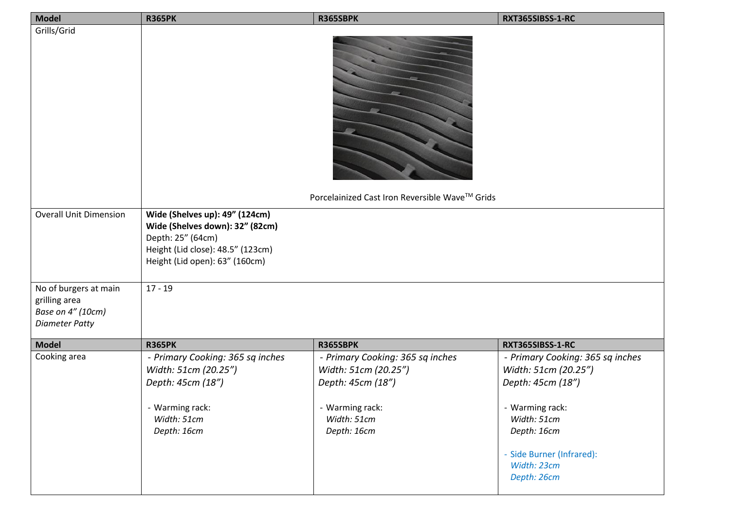| Model | R365PK | R365SBPK | RXT365SIBSS-1-RC |
|---|---|---|---|
| Grills/Grid | Porcelainized Cast Iron Reversible Wave™ Grids | | |
| Overall Unit Dimension | **Wide (Shelves up): 49" (124cm)**<br>**Wide (Shelves down): 32" (82cm)**<br>Depth: 25" (64cm)<br>Height (Lid close): 48.5" (123cm)<br>Height (Lid open): 63" (160cm) | | |
| No of burgers at main grilling area<br>*Base on 4" (10cm) Diameter Patty* | 17 - 19 | | |
| **Model** | **R365PK** | **R365SBPK** | **RXT365SIBSS-1-RC** |
| Cooking area | *- Primary Cooking: 365 sq inches*<br>*Width: 51cm (20.25")*<br>*Depth: 45cm (18")*<br><br>- Warming rack:<br>*Width: 51cm*<br>*Depth: 16cm* | *- Primary Cooking: 365 sq inches*<br>*Width: 51cm (20.25")*<br>*Depth: 45cm (18")*<br><br>- Warming rack:<br>*Width: 51cm*<br>*Depth: 16cm* | *- Primary Cooking: 365 sq inches*<br>*Width: 51cm (20.25")*<br>*Depth: 45cm (18")*<br><br>- Warming rack:<br>*Width: 51cm*<br>*Depth: 16cm*<br><br>- Side Burner (Infrared):<br>*Width: 23cm*<br>*Depth: 26cm* |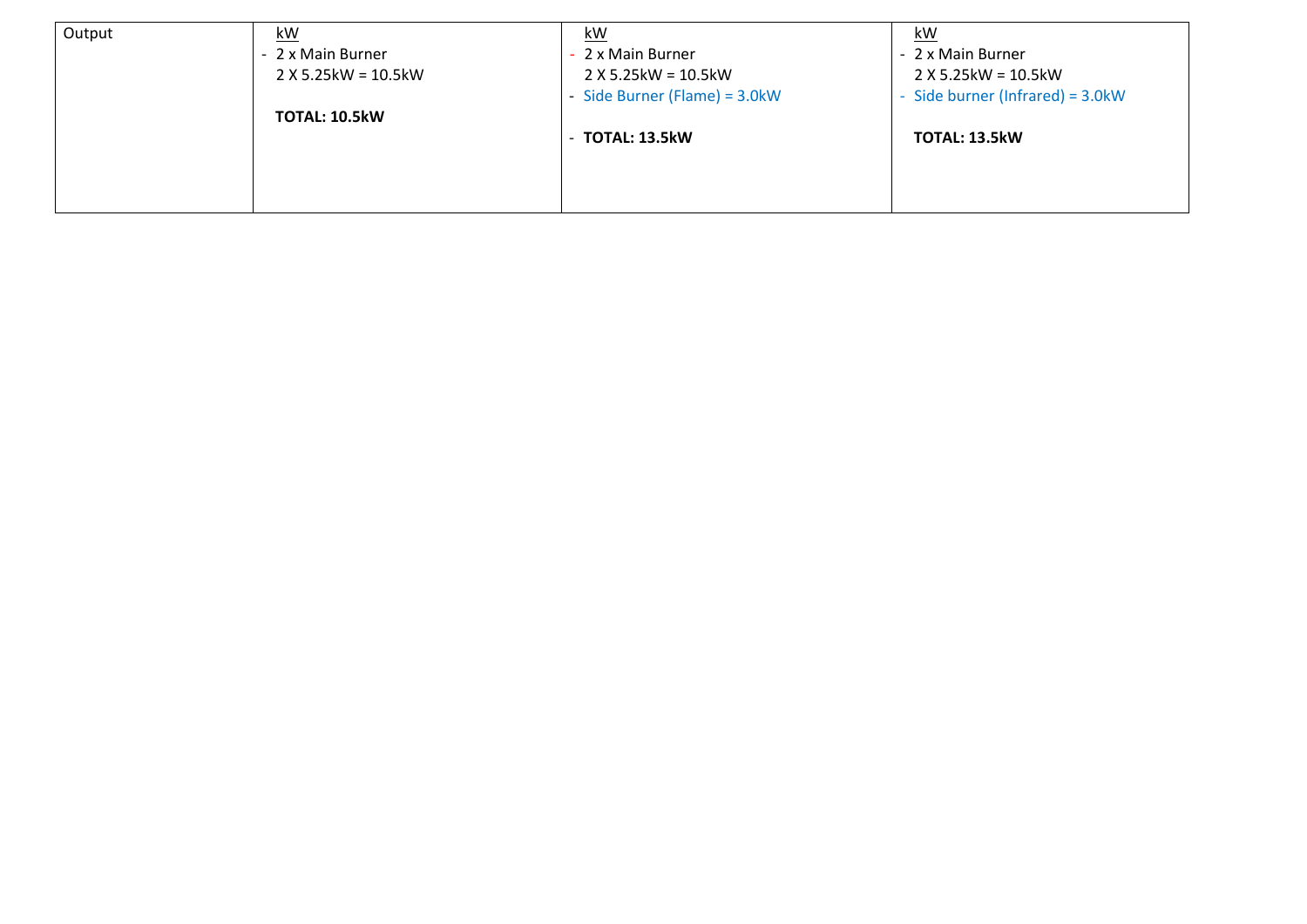| Output | <u>kW</u><br>- 2 x Main Burner<br>2 X 5.25kW = 10.5kW<br><br>**TOTAL: 10.5kW** | <u>kW</u><br>- 2 x Main Burner<br>2 X 5.25kW = 10.5kW<br>- Side Burner (Flame) = 3.0kW<br><br>- **TOTAL: 13.5kW** | <u>kW</u><br>- 2 x Main Burner<br>2 X 5.25kW = 10.5kW<br>- Side burner (Infrared) = 3.0kW<br><br>**TOTAL: 13.5kW** |
|---|---|---|---|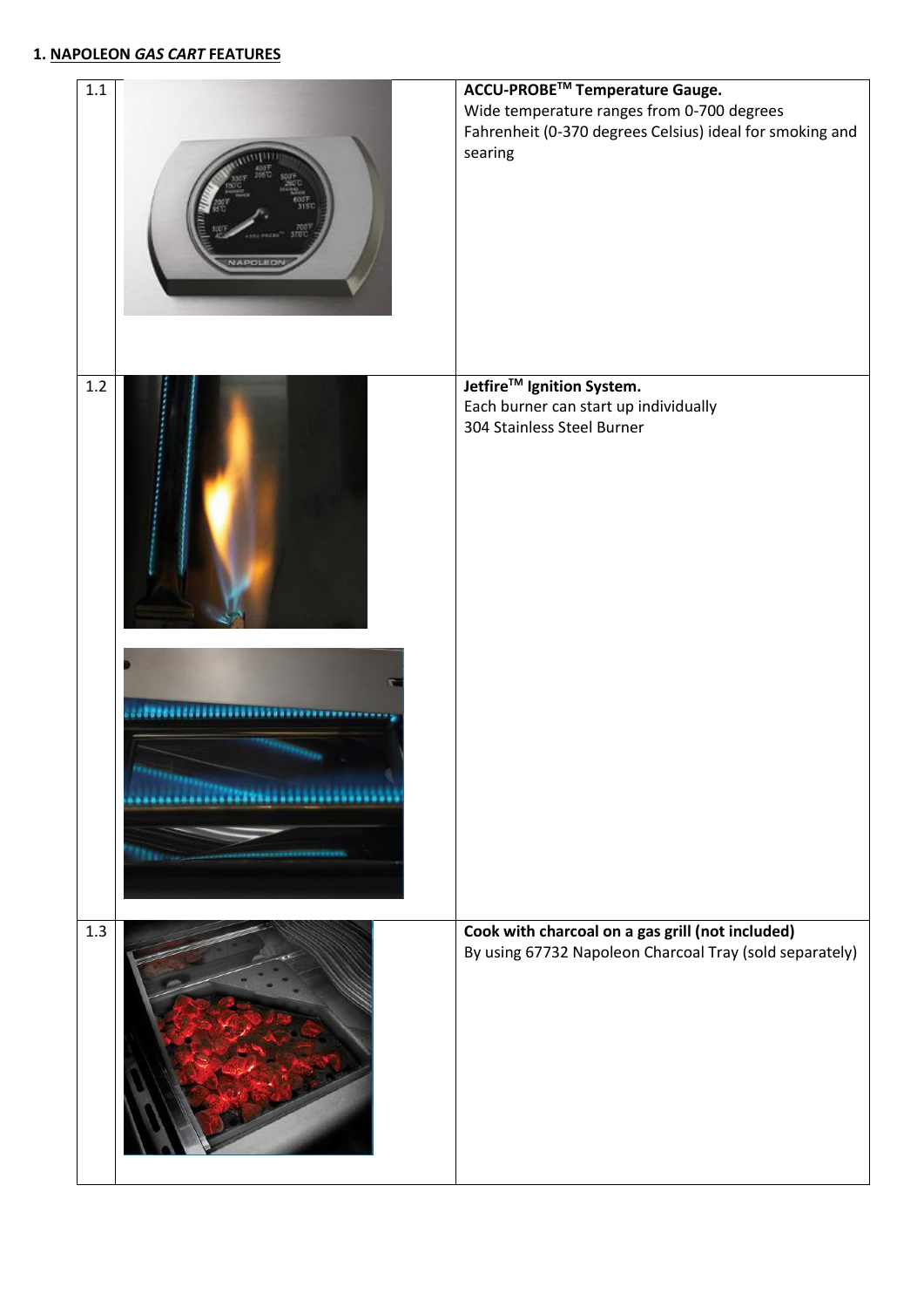**1. <u>NAPOLEON *GAS CART* FEATURES</u>**

| | | |
|---|---|---|
| 1.1 | | **ACCU-PROBE™ Temperature Gauge.**<br>Wide temperature ranges from 0-700 degrees Fahrenheit (0-370 degrees Celsius) ideal for smoking and searing |
| 1.2 | | **Jetfire™ Ignition System.**<br>Each burner can start up individually<br>304 Stainless Steel Burner |
| 1.3 | | **Cook with charcoal on a gas grill (not included)**<br>By using 67732 Napoleon Charcoal Tray (sold separately) |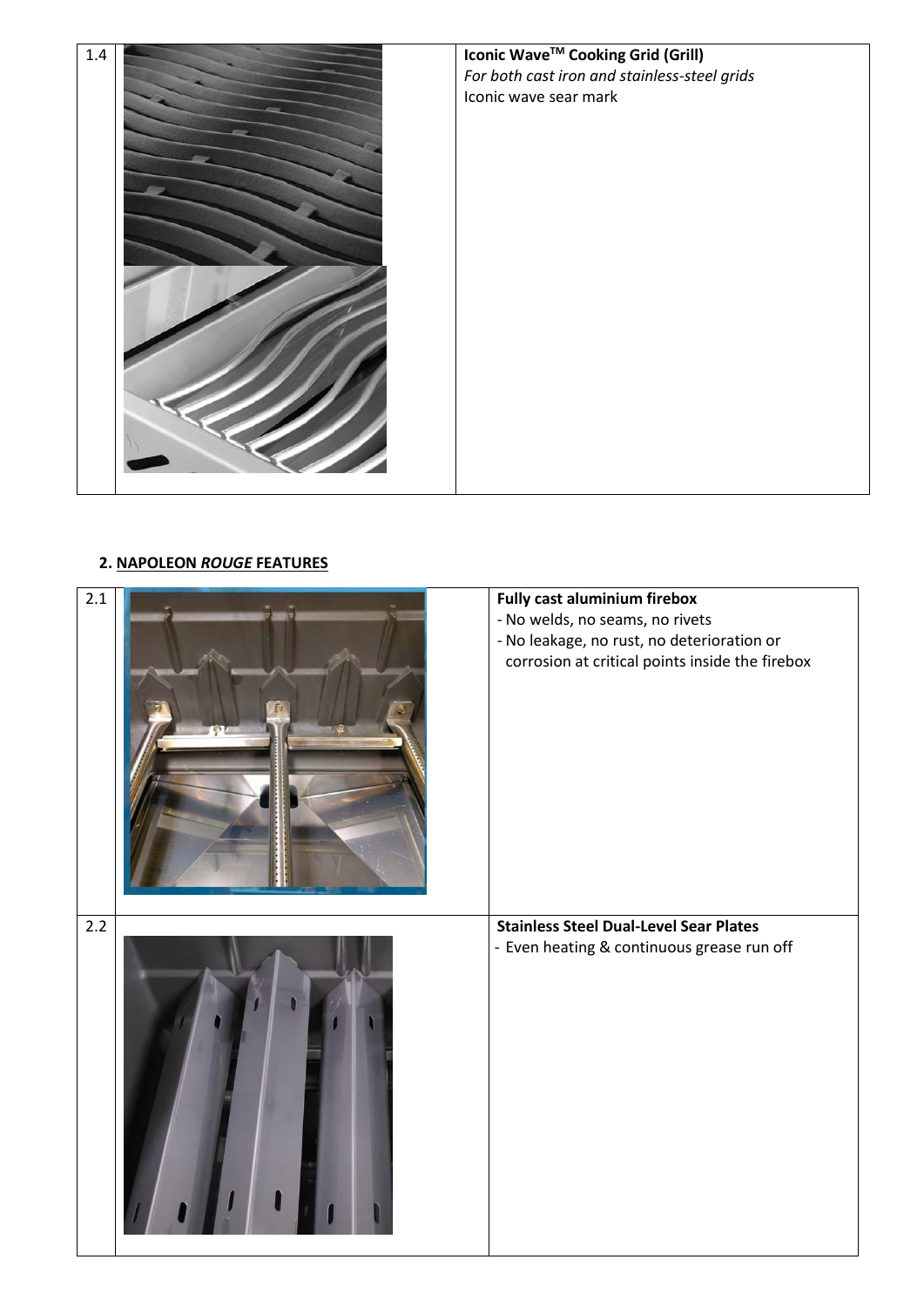| 1.4 | | **Iconic Wave$^{TM}$ Cooking Grid (Grill)**<br>*For both cast iron and stainless-steel grids*<br>Iconic wave sear mark |
|---|---|---|

## 2. NAPOLEON *ROUGE* FEATURES

| 2.1 | | **Fully cast aluminium firebox**<br>- No welds, no seams, no rivets<br>- No leakage, no rust, no deterioration or corrosion at critical points inside the firebox |
|---|---|---|
| 2.2 | | **Stainless Steel Dual-Level Sear Plates**<br>- Even heating & continuous grease run off |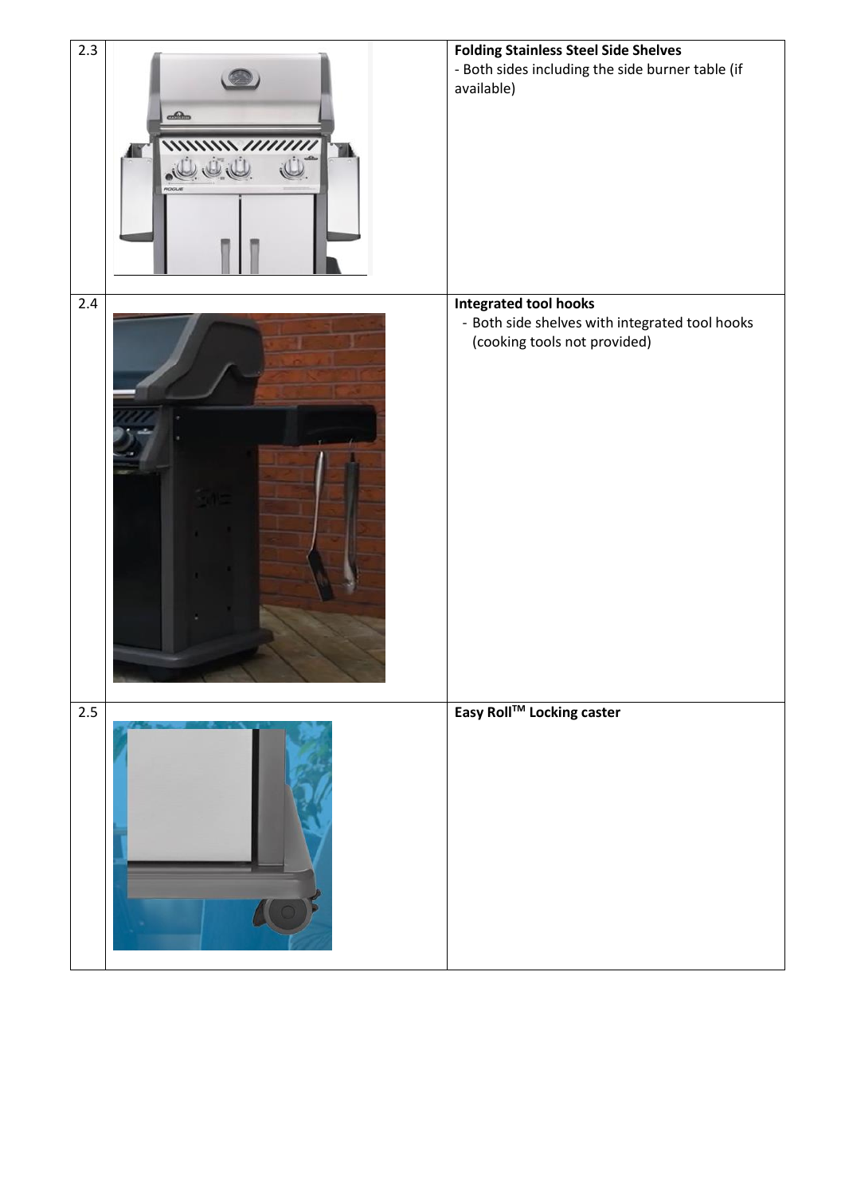| | | |
|---|---|---|
| 2.3 | | **Folding Stainless Steel Side Shelves**<br>- Both sides including the side burner table (if available) |
| 2.4 | | **Integrated tool hooks**<br>- Both side shelves with integrated tool hooks (cooking tools not provided) |
| 2.5 | | **Easy Roll™ Locking caster** |